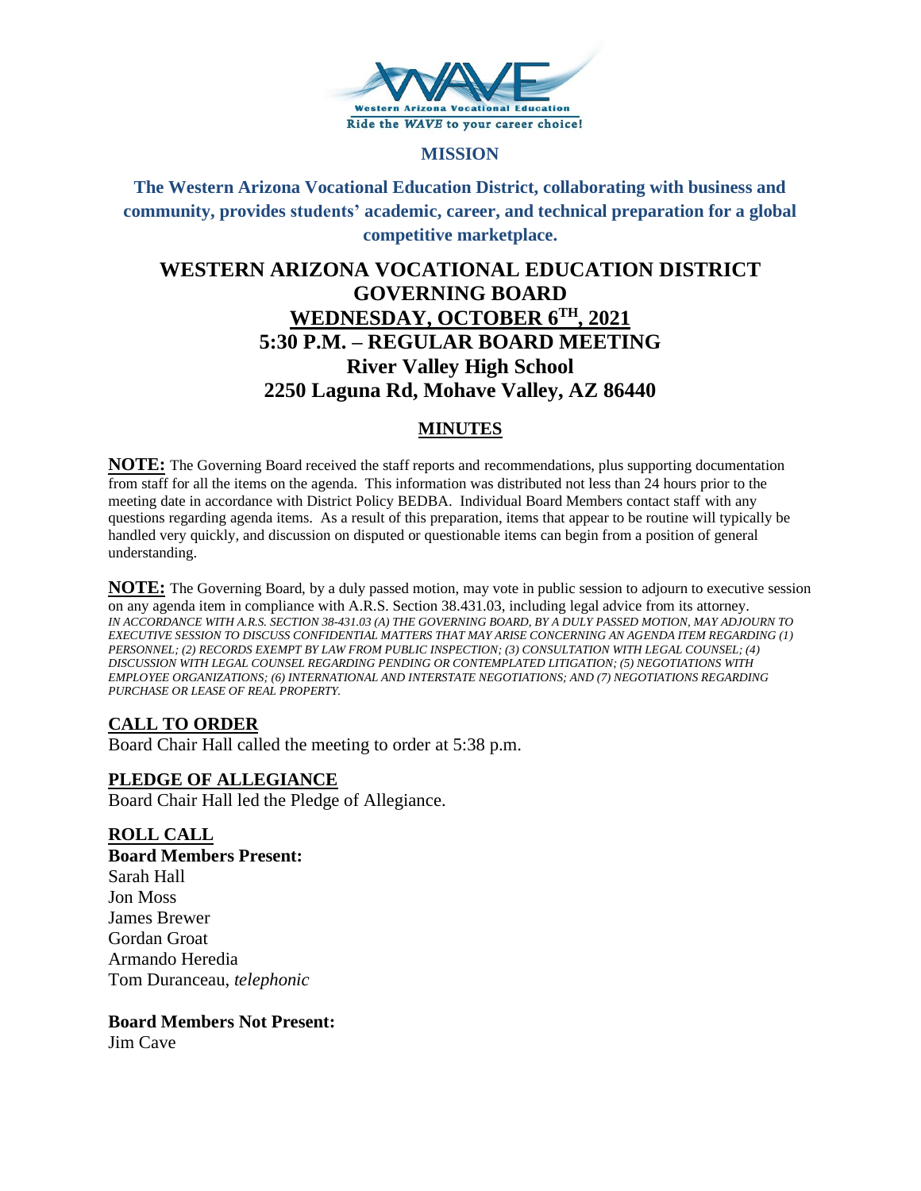**MISSION**

**The Western Arizona Vocational Education District, collaborating with business and community, provides students' academic, career, and technical preparation for a global competitive marketplace.**

# WESTERN ARIZONA VOCATIONAL EDUCATION DISTRICT GOVERNING BOARD

## WEDNESDAY, OCTOBER 6TH, 2021

## 5:30 P.M. – REGULAR BOARD MEETING

## River Valley High School

## 2250 Laguna Rd, Mohave Valley, AZ 86440

## MINUTES

**NOTE:** The Governing Board received the staff reports and recommendations, plus supporting documentation from staff for all the items on the agenda. This information was distributed not less than 24 hours prior to the meeting date in accordance with District Policy BEDBA. Individual Board Members contact staff with any questions regarding agenda items. As a result of this preparation, items that appear to be routine will typically be handled very quickly, and discussion on disputed or questionable items can begin from a position of general understanding.

**NOTE:** The Governing Board, by a duly passed motion, may vote in public session to adjourn to executive session on any agenda item in compliance with A.R.S. Section 38.431.03, including legal advice from its attorney.
*IN ACCORDANCE WITH A.R.S. SECTION 38-431.03 (A) THE GOVERNING BOARD, BY A DULY PASSED MOTION, MAY ADJOURN TO EXECUTIVE SESSION TO DISCUSS CONFIDENTIAL MATTERS THAT MAY ARISE CONCERNING AN AGENDA ITEM REGARDING (1) PERSONNEL; (2) RECORDS EXEMPT BY LAW FROM PUBLIC INSPECTION; (3) CONSULTATION WITH LEGAL COUNSEL; (4) DISCUSSION WITH LEGAL COUNSEL REGARDING PENDING OR CONTEMPLATED LITIGATION; (5) NEGOTIATIONS WITH EMPLOYEE ORGANIZATIONS; (6) INTERNATIONAL AND INTERSTATE NEGOTIATIONS; AND (7) NEGOTIATIONS REGARDING PURCHASE OR LEASE OF REAL PROPERTY.*

### CALL TO ORDER

Board Chair Hall called the meeting to order at 5:38 p.m.

### PLEDGE OF ALLEGIANCE

Board Chair Hall led the Pledge of Allegiance.

### ROLL CALL

**Board Members Present:**
Sarah Hall
Jon Moss
James Brewer
Gordan Groat
Armando Heredia
Tom Duranceau, *telephonic*

**Board Members Not Present:**
Jim Cave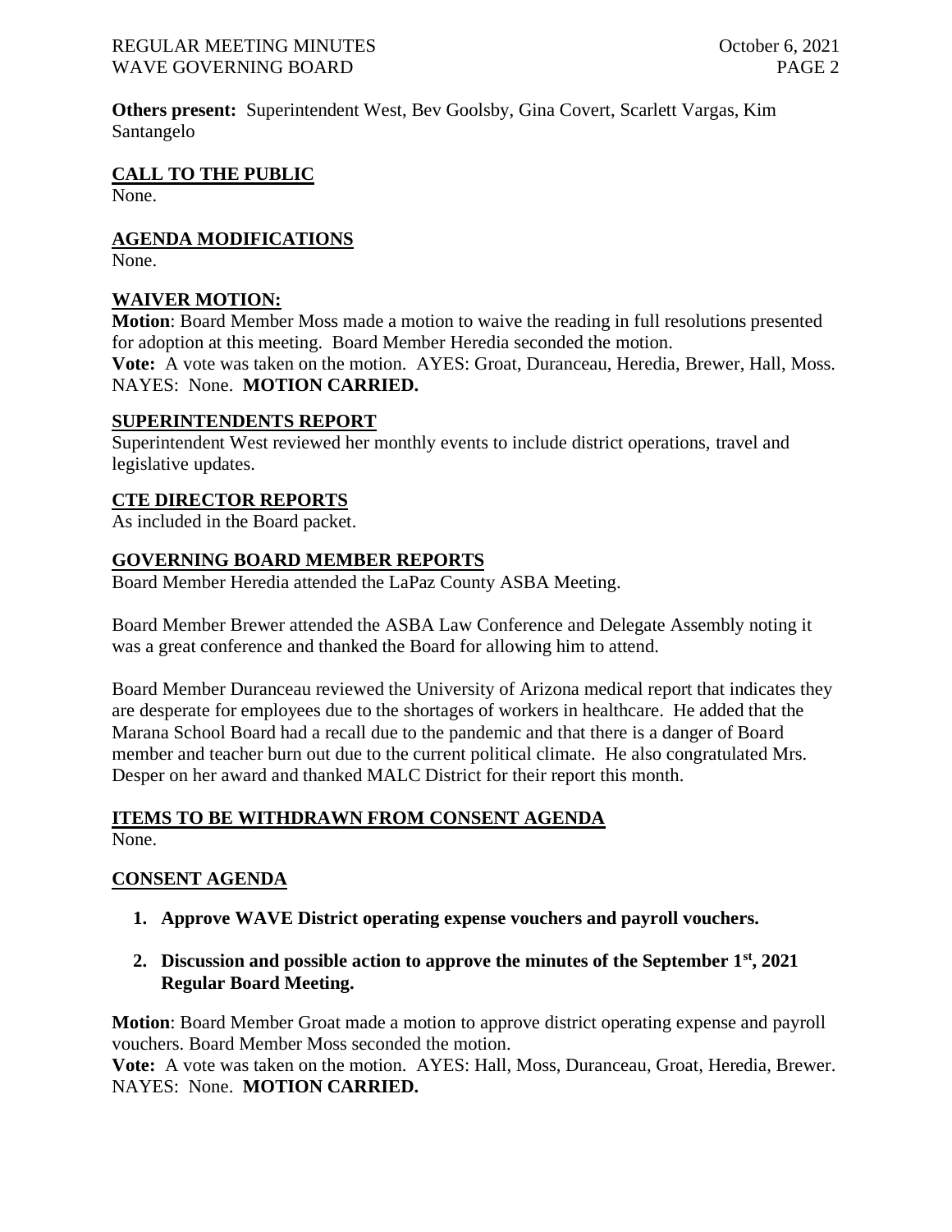**Others present:** Superintendent West, Bev Goolsby, Gina Covert, Scarlett Vargas, Kim Santangelo

## CALL TO THE PUBLIC

None.

## AGENDA MODIFICATIONS

None.

## WAIVER MOTION:

**Motion**: Board Member Moss made a motion to waive the reading in full resolutions presented for adoption at this meeting. Board Member Heredia seconded the motion.
**Vote:** A vote was taken on the motion. AYES: Groat, Duranceau, Heredia, Brewer, Hall, Moss. NAYES: None. **MOTION CARRIED.**

## SUPERINTENDENTS REPORT

Superintendent West reviewed her monthly events to include district operations, travel and legislative updates.

## CTE DIRECTOR REPORTS

As included in the Board packet.

## GOVERNING BOARD MEMBER REPORTS

Board Member Heredia attended the LaPaz County ASBA Meeting.

Board Member Brewer attended the ASBA Law Conference and Delegate Assembly noting it was a great conference and thanked the Board for allowing him to attend.

Board Member Duranceau reviewed the University of Arizona medical report that indicates they are desperate for employees due to the shortages of workers in healthcare. He added that the Marana School Board had a recall due to the pandemic and that there is a danger of Board member and teacher burn out due to the current political climate. He also congratulated Mrs. Desper on her award and thanked MALC District for their report this month.

## ITEMS TO BE WITHDRAWN FROM CONSENT AGENDA

None.

## CONSENT AGENDA

1. **Approve WAVE District operating expense vouchers and payroll vouchers.**
2. **Discussion and possible action to approve the minutes of the September 1st, 2021 Regular Board Meeting.**

**Motion**: Board Member Groat made a motion to approve district operating expense and payroll vouchers. Board Member Moss seconded the motion.
**Vote:** A vote was taken on the motion. AYES: Hall, Moss, Duranceau, Groat, Heredia, Brewer. NAYES: None. **MOTION CARRIED.**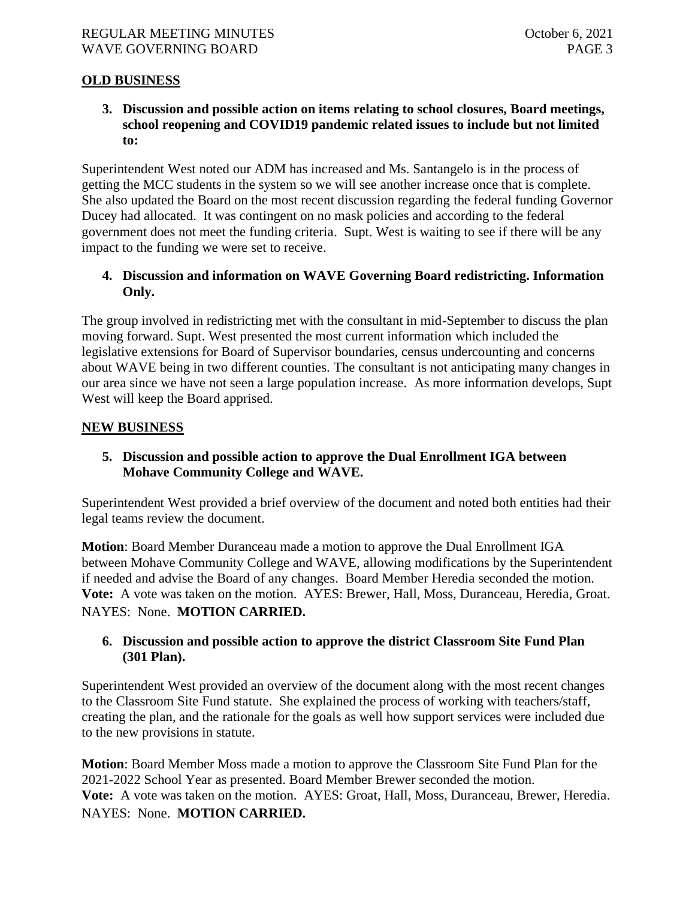## OLD BUSINESS

**3. Discussion and possible action on items relating to school closures, Board meetings, school reopening and COVID19 pandemic related issues to include but not limited to:**

Superintendent West noted our ADM has increased and Ms. Santangelo is in the process of getting the MCC students in the system so we will see another increase once that is complete. She also updated the Board on the most recent discussion regarding the federal funding Governor Ducey had allocated. It was contingent on no mask policies and according to the federal government does not meet the funding criteria. Supt. West is waiting to see if there will be any impact to the funding we were set to receive.

**4. Discussion and information on WAVE Governing Board redistricting. Information Only.**

The group involved in redistricting met with the consultant in mid-September to discuss the plan moving forward. Supt. West presented the most current information which included the legislative extensions for Board of Supervisor boundaries, census undercounting and concerns about WAVE being in two different counties. The consultant is not anticipating many changes in our area since we have not seen a large population increase. As more information develops, Supt West will keep the Board apprised.

## NEW BUSINESS

**5. Discussion and possible action to approve the Dual Enrollment IGA between Mohave Community College and WAVE.**

Superintendent West provided a brief overview of the document and noted both entities had their legal teams review the document.

**Motion**: Board Member Duranceau made a motion to approve the Dual Enrollment IGA between Mohave Community College and WAVE, allowing modifications by the Superintendent if needed and advise the Board of any changes. Board Member Heredia seconded the motion. **Vote:** A vote was taken on the motion. AYES: Brewer, Hall, Moss, Duranceau, Heredia, Groat. NAYES: None. **MOTION CARRIED.**

**6. Discussion and possible action to approve the district Classroom Site Fund Plan (301 Plan).**

Superintendent West provided an overview of the document along with the most recent changes to the Classroom Site Fund statute. She explained the process of working with teachers/staff, creating the plan, and the rationale for the goals as well how support services were included due to the new provisions in statute.

**Motion**: Board Member Moss made a motion to approve the Classroom Site Fund Plan for the 2021-2022 School Year as presented. Board Member Brewer seconded the motion. **Vote:** A vote was taken on the motion. AYES: Groat, Hall, Moss, Duranceau, Brewer, Heredia. NAYES: None. **MOTION CARRIED.**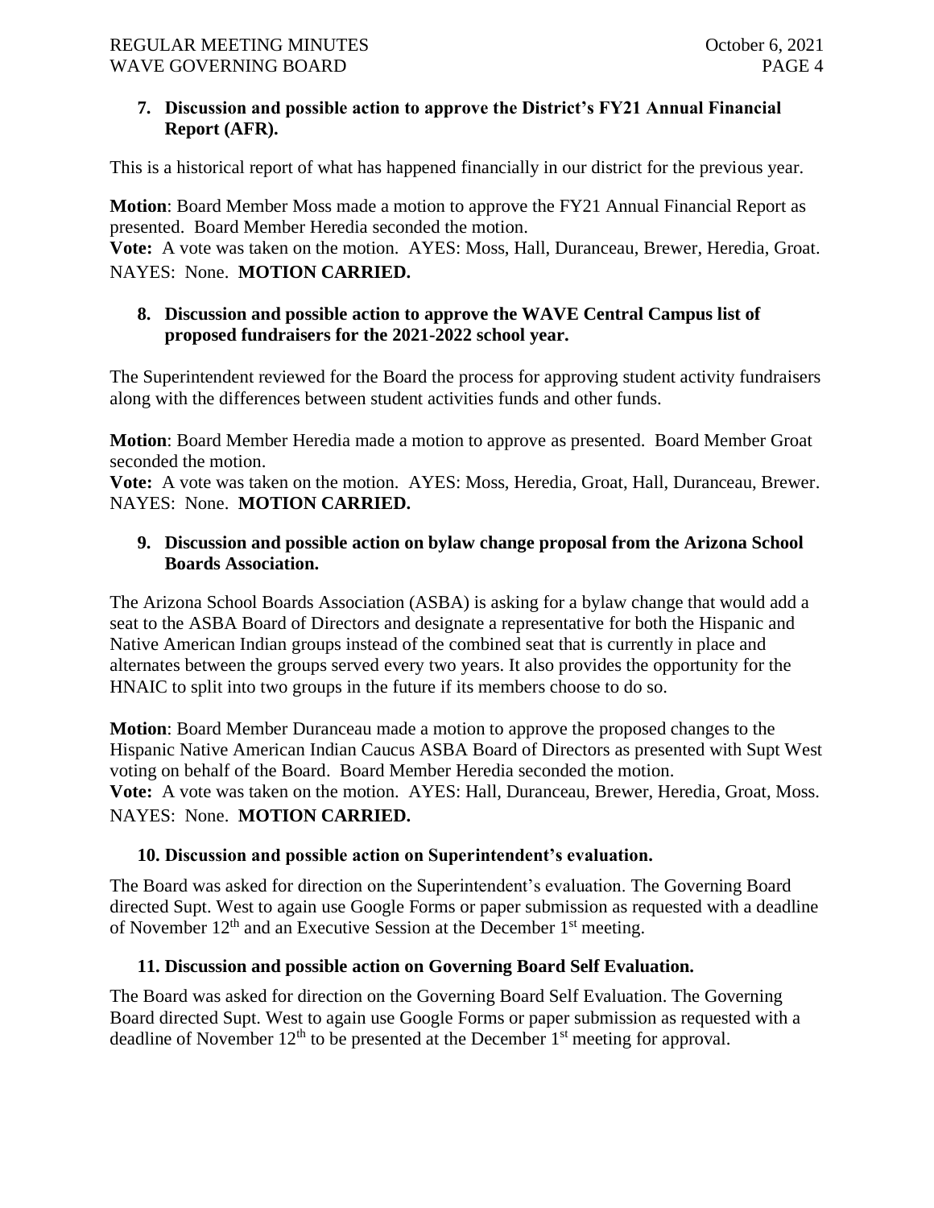**7. Discussion and possible action to approve the District's FY21 Annual Financial Report (AFR).**

This is a historical report of what has happened financially in our district for the previous year.

**Motion**: Board Member Moss made a motion to approve the FY21 Annual Financial Report as presented. Board Member Heredia seconded the motion.
**Vote:** A vote was taken on the motion. AYES: Moss, Hall, Duranceau, Brewer, Heredia, Groat. NAYES: None. **MOTION CARRIED.**

**8. Discussion and possible action to approve the WAVE Central Campus list of proposed fundraisers for the 2021-2022 school year.**

The Superintendent reviewed for the Board the process for approving student activity fundraisers along with the differences between student activities funds and other funds.

**Motion**: Board Member Heredia made a motion to approve as presented. Board Member Groat seconded the motion.
**Vote:** A vote was taken on the motion. AYES: Moss, Heredia, Groat, Hall, Duranceau, Brewer. NAYES: None. **MOTION CARRIED.**

**9. Discussion and possible action on bylaw change proposal from the Arizona School Boards Association.**

The Arizona School Boards Association (ASBA) is asking for a bylaw change that would add a seat to the ASBA Board of Directors and designate a representative for both the Hispanic and Native American Indian groups instead of the combined seat that is currently in place and alternates between the groups served every two years. It also provides the opportunity for the HNAIC to split into two groups in the future if its members choose to do so.

**Motion**: Board Member Duranceau made a motion to approve the proposed changes to the Hispanic Native American Indian Caucus ASBA Board of Directors as presented with Supt West voting on behalf of the Board. Board Member Heredia seconded the motion.
**Vote:** A vote was taken on the motion. AYES: Hall, Duranceau, Brewer, Heredia, Groat, Moss. NAYES: None. **MOTION CARRIED.**

**10. Discussion and possible action on Superintendent's evaluation.**

The Board was asked for direction on the Superintendent's evaluation. The Governing Board directed Supt. West to again use Google Forms or paper submission as requested with a deadline of November 12th and an Executive Session at the December 1st meeting.

**11. Discussion and possible action on Governing Board Self Evaluation.**

The Board was asked for direction on the Governing Board Self Evaluation. The Governing Board directed Supt. West to again use Google Forms or paper submission as requested with a deadline of November 12th to be presented at the December 1st meeting for approval.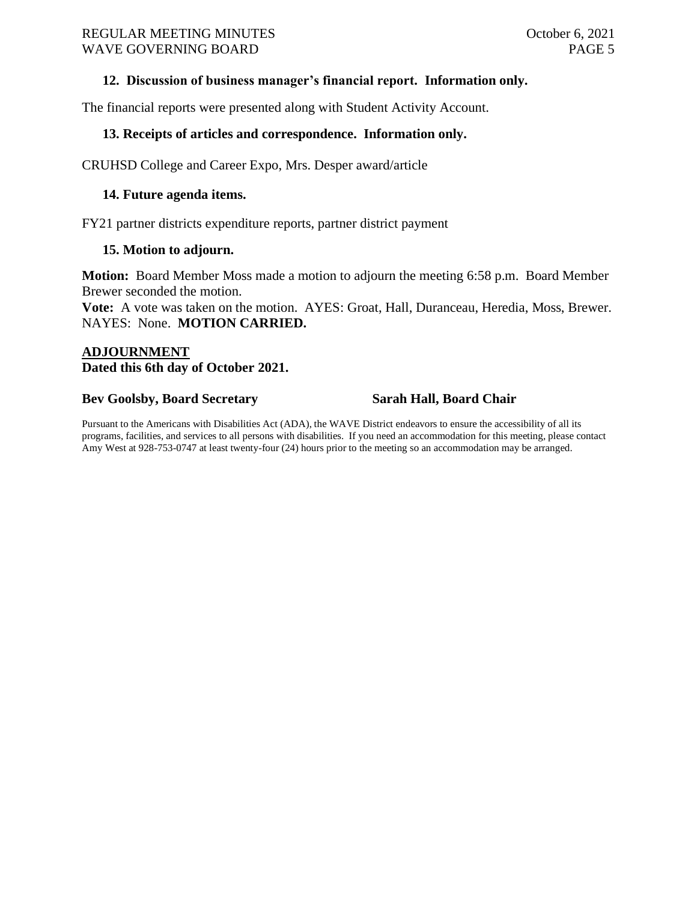### 12. Discussion of business manager's financial report. Information only.

The financial reports were presented along with Student Activity Account.

### 13. Receipts of articles and correspondence. Information only.

CRUHSD College and Career Expo, Mrs. Desper award/article

### 14. Future agenda items.

FY21 partner districts expenditure reports, partner district payment

### 15. Motion to adjourn.

**Motion:** Board Member Moss made a motion to adjourn the meeting 6:58 p.m. Board Member Brewer seconded the motion.
**Vote:** A vote was taken on the motion. AYES: Groat, Hall, Duranceau, Heredia, Moss, Brewer. NAYES: None. **MOTION CARRIED.**

**ADJOURNMENT**
**Dated this 6th day of October 2021.**

**Bev Goolsby, Board Secretary** **Sarah Hall, Board Chair**

Pursuant to the Americans with Disabilities Act (ADA), the WAVE District endeavors to ensure the accessibility of all its programs, facilities, and services to all persons with disabilities. If you need an accommodation for this meeting, please contact Amy West at 928-753-0747 at least twenty-four (24) hours prior to the meeting so an accommodation may be arranged.